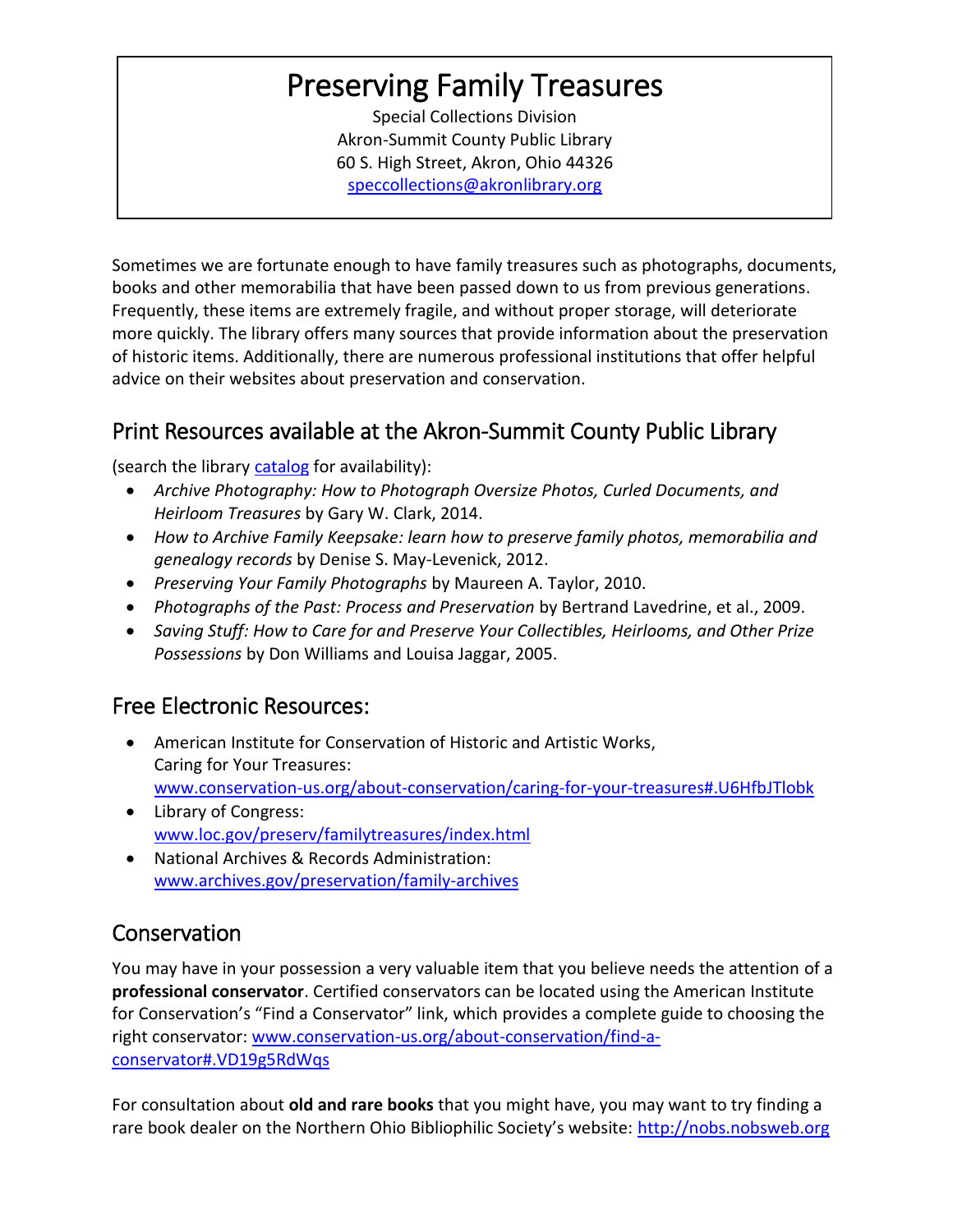# Preserving Family Treasures

Special Collections Division
Akron-Summit County Public Library
60 S. High Street, Akron, Ohio 44326
speccollections@akronlibrary.org

Sometimes we are fortunate enough to have family treasures such as photographs, documents, books and other memorabilia that have been passed down to us from previous generations. Frequently, these items are extremely fragile, and without proper storage, will deteriorate more quickly. The library offers many sources that provide information about the preservation of historic items. Additionally, there are numerous professional institutions that offer helpful advice on their websites about preservation and conservation.

## Print Resources available at the Akron-Summit County Public Library

(search the library catalog for availability):

- *Archive Photography: How to Photograph Oversize Photos, Curled Documents, and Heirloom Treasures* by Gary W. Clark, 2014.
- *How to Archive Family Keepsake: learn how to preserve family photos, memorabilia and genealogy records* by Denise S. May-Levenick, 2012.
- *Preserving Your Family Photographs* by Maureen A. Taylor, 2010.
- *Photographs of the Past: Process and Preservation* by Bertrand Lavedrine, et al., 2009.
- *Saving Stuff: How to Care for and Preserve Your Collectibles, Heirlooms, and Other Prize Possessions* by Don Williams and Louisa Jaggar, 2005.

## Free Electronic Resources:

- American Institute for Conservation of Historic and Artistic Works, Caring for Your Treasures: www.conservation-us.org/about-conservation/caring-for-your-treasures#.U6HfbJTlobk
- Library of Congress: www.loc.gov/preserv/familytreasures/index.html
- National Archives & Records Administration: www.archives.gov/preservation/family-archives

## Conservation

You may have in your possession a very valuable item that you believe needs the attention of a **professional conservator**. Certified conservators can be located using the American Institute for Conservation's "Find a Conservator" link, which provides a complete guide to choosing the right conservator: www.conservation-us.org/about-conservation/find-a-conservator#.VD19g5RdWqs

For consultation about **old and rare books** that you might have, you may want to try finding a rare book dealer on the Northern Ohio Bibliophilic Society's website: http://nobs.nobsweb.org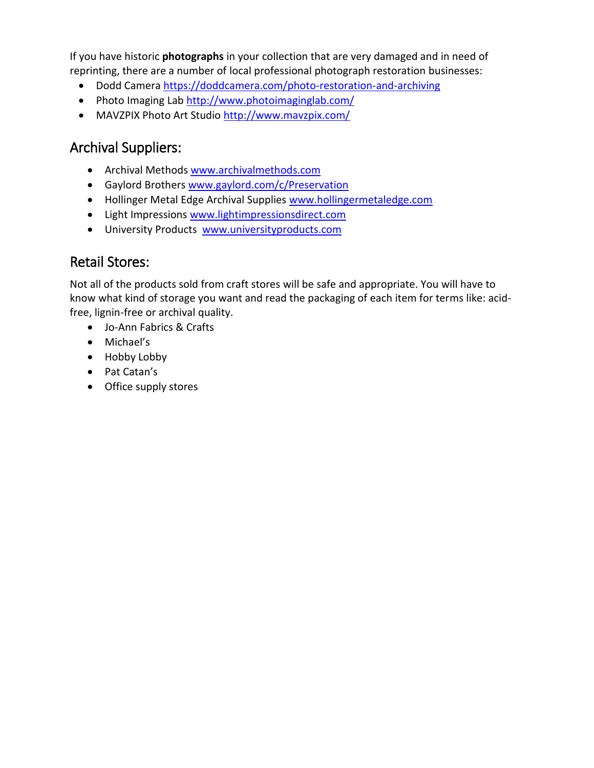If you have historic **photographs** in your collection that are very damaged and in need of reprinting, there are a number of local professional photograph restoration businesses:

- Dodd Camera https://doddcamera.com/photo-restoration-and-archiving
- Photo Imaging Lab http://www.photoimaginglab.com/
- MAVZPIX Photo Art Studio http://www.mavzpix.com/

## Archival Suppliers:

- Archival Methods www.archivalmethods.com
- Gaylord Brothers www.gaylord.com/c/Preservation
- Hollinger Metal Edge Archival Supplies www.hollingermetaledge.com
- Light Impressions www.lightimpressionsdirect.com
- University Products www.universityproducts.com

## Retail Stores:

Not all of the products sold from craft stores will be safe and appropriate. You will have to know what kind of storage you want and read the packaging of each item for terms like: acid-free, lignin-free or archival quality.

- Jo-Ann Fabrics & Crafts
- Michael's
- Hobby Lobby
- Pat Catan's
- Office supply stores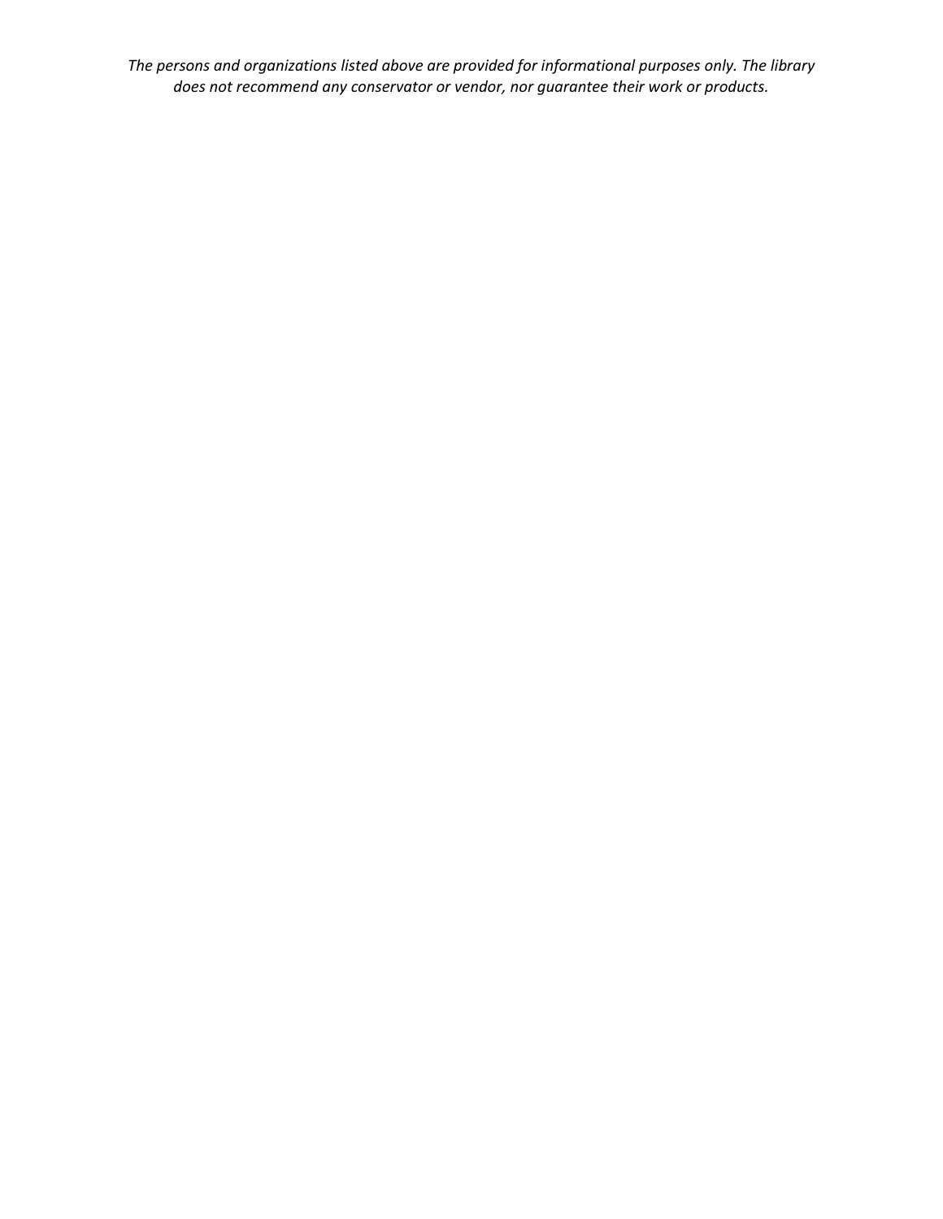*The persons and organizations listed above are provided for informational purposes only. The library does not recommend any conservator or vendor, nor guarantee their work or products.*